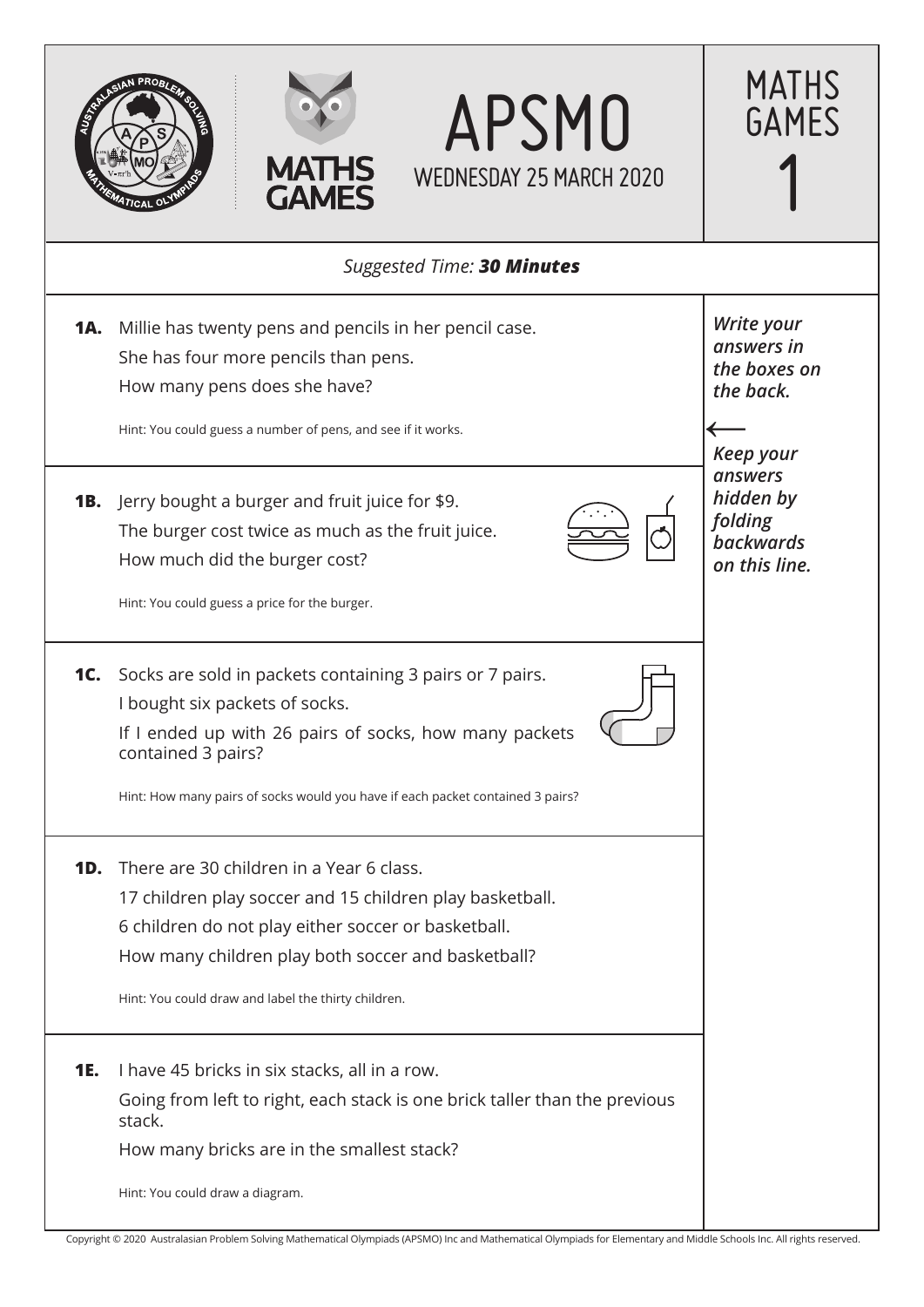# APSMO

WEDNESDAY 25 MARCH 2020

MATHS GAMES

1

*Suggested Time: **30 Minutes***

***Write your answers in the boxes on the back.***

***Keep your answers hidden by folding backwards on this line.***

**1A.** Millie has twenty pens and pencils in her pencil case.
She has four more pencils than pens.
How many pens does she have?

Hint: You could guess a number of pens, and see if it works.

**1B.** Jerry bought a burger and fruit juice for \$9.
The burger cost twice as much as the fruit juice.
How much did the burger cost?

Hint: You could guess a price for the burger.

**1C.** Socks are sold in packets containing 3 pairs or 7 pairs.
I bought six packets of socks.
If I ended up with 26 pairs of socks, how many packets contained 3 pairs?

Hint: How many pairs of socks would you have if each packet contained 3 pairs?

**1D.** There are 30 children in a Year 6 class.
17 children play soccer and 15 children play basketball.
6 children do not play either soccer or basketball.
How many children play both soccer and basketball?

Hint: You could draw and label the thirty children.

**1E.** I have 45 bricks in six stacks, all in a row.
Going from left to right, each stack is one brick taller than the previous stack.
How many bricks are in the smallest stack?

Hint: You could draw a diagram.

Copyright © 2020 Australasian Problem Solving Mathematical Olympiads (APSMO) Inc and Mathematical Olympiads for Elementary and Middle Schools Inc. All rights reserved.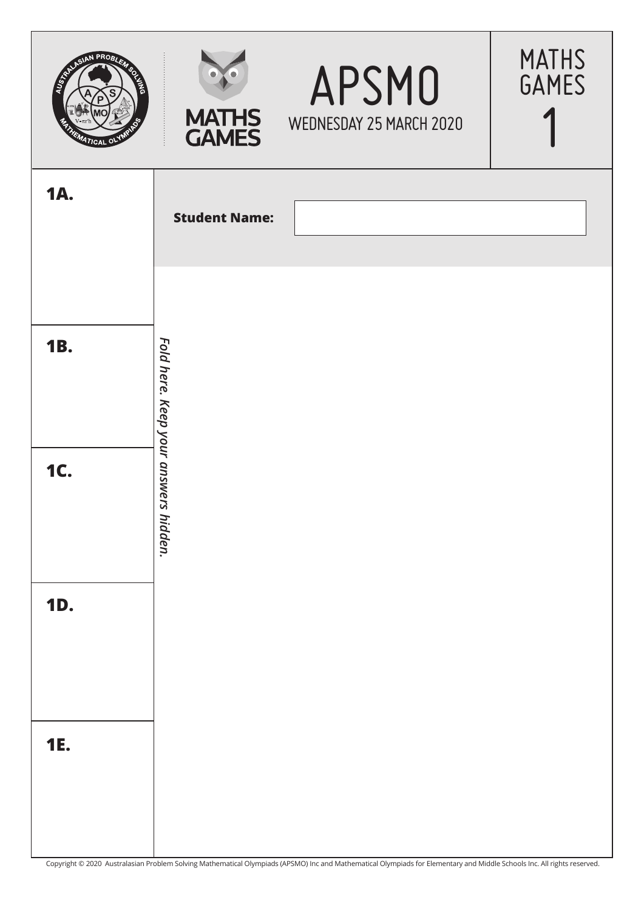APSMO

WEDNESDAY 25 MARCH 2020

MATHS GAMES

# MATHS GAMES 1

**Student Name:**

*Fold here. Keep your answers hidden.*

**1A.**

**1B.**

**1C.**

**1D.**

**1E.**

Copyright © 2020 Australasian Problem Solving Mathematical Olympiads (APSMO) Inc and Mathematical Olympiads for Elementary and Middle Schools Inc. All rights reserved.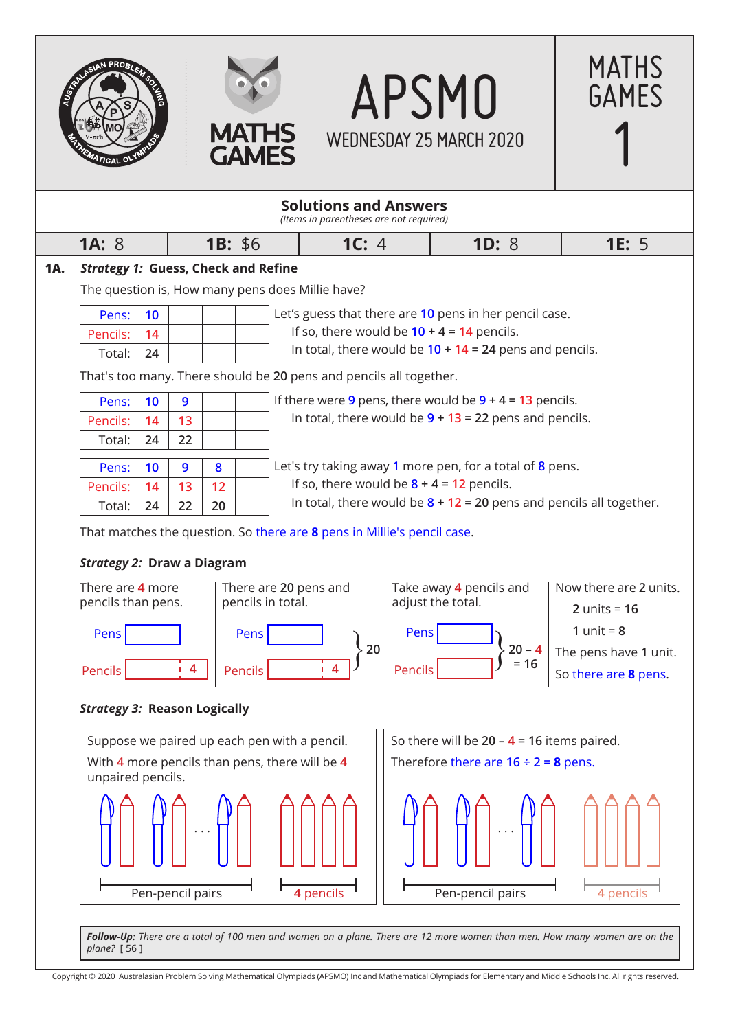# APSMO

WEDNESDAY 25 MARCH 2020

MATHS GAMES 1

## Solutions and Answers

*(Items in parentheses are not required)*

| **1A:** 8 | **1B:** $6 | **1C:** 4 | **1D:** 8 | **1E:** 5 |
|---|---|---|---|---|

**1A.** ***Strategy 1:* Guess, Check and Refine**

The question is, How many pens does Millie have?

| Pens: | 10 | | | |
|---|---|---|---|---|
| Pencils: | 14 | | | |
| Total: | 24 | | | |

Let's guess that there are **10** pens in her pencil case.
If so, there would be **10** + 4 = **14** pencils.
In total, there would be **10** + **14** = **24** pens and pencils.

That's too many. There should be **20** pens and pencils all together.

| Pens: | 10 | 9 | | |
|---|---|---|---|---|
| Pencils: | 14 | 13 | | |
| Total: | 24 | 22 | | |

If there were **9** pens, there would be **9** + **4** = **13** pencils.
In total, there would be **9** + **13** = **22** pens and pencils.

| Pens: | 10 | 9 | 8 | |
|---|---|---|---|---|
| Pencils: | 14 | 13 | 12 | |
| Total: | 24 | 22 | 20 | |

Let's try taking away **1** more pen, for a total of **8** pens.
If so, there would be **8** + **4** = **12** pencils.
In total, there would be **8** + **12** = **20** pens and pencils all together.

That matches the question. So there are **8** pens in Millie's pencil case.

***Strategy 2:* Draw a Diagram**

There are 4 more pencils than pens.

Pens [ ]
Pencils [ | 4]

There are **20** pens and pencils in total.

Pens [ ]
Pencils [ | 4] } 20

Take away 4 pencils and adjust the total.

Pens [ ]
Pencils [ ] } 20 – 4 = 16

Now there are **2** units.
**2** units = **16**
**1** unit = **8**
The pens have **1** unit.
So there are **8** pens.

***Strategy 3:* Reason Logically**

Suppose we paired up each pen with a pencil.
With 4 more pencils than pens, there will be 4 unpaired pencils.

Pen-pencil pairs | 4 pencils

So there will be **20** – **4** = **16** items paired.
Therefore there are **16** ÷ **2** = **8** pens.

Pen-pencil pairs | 4 pencils

***Follow-Up:*** *There are a total of 100 men and women on a plane. There are 12 more women than men. How many women are on the plane?* [ 56 ]

Copyright © 2020 Australasian Problem Solving Mathematical Olympiads (APSMO) Inc and Mathematical Olympiads for Elementary and Middle Schools Inc. All rights reserved.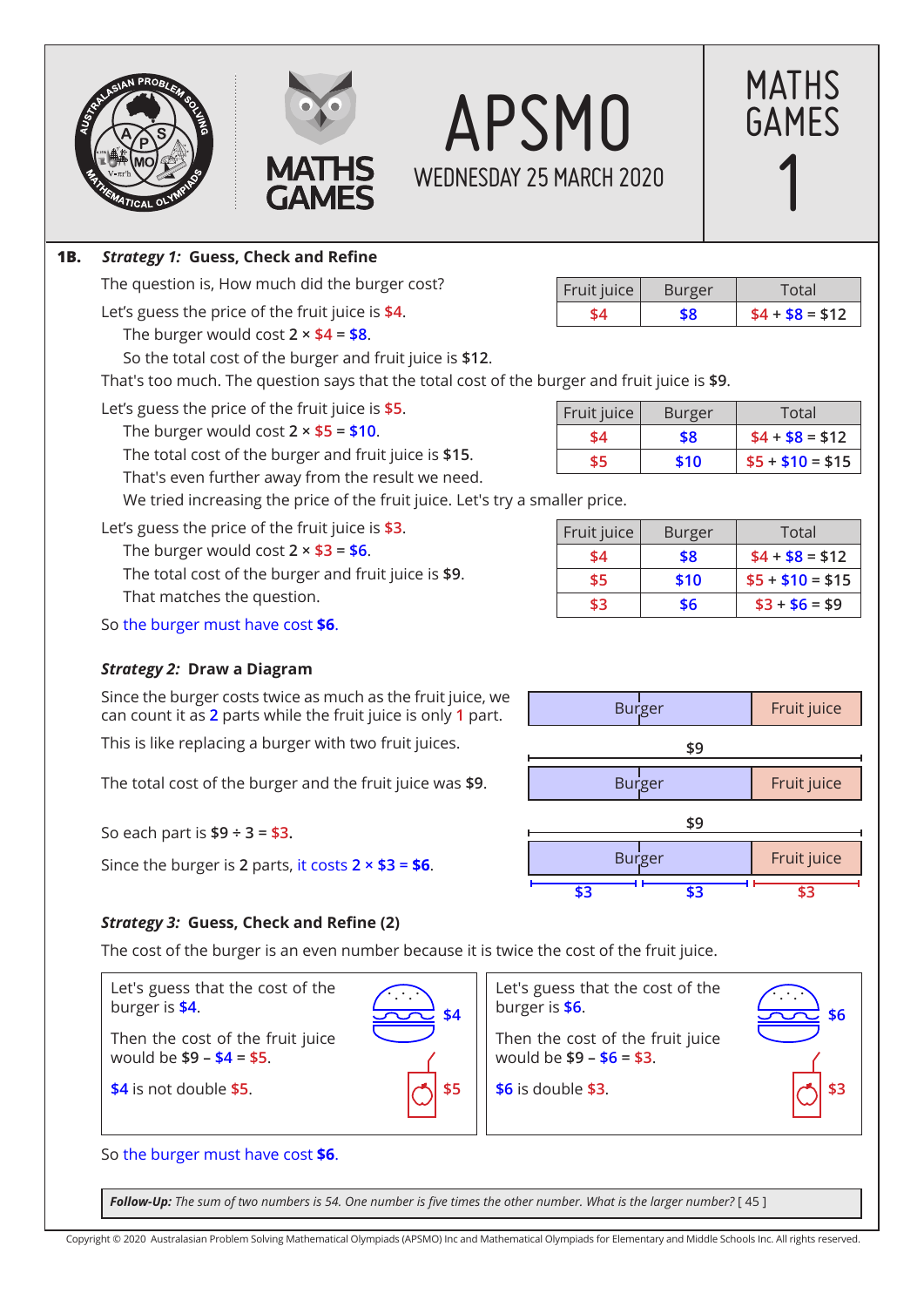**1B.** ***Strategy 1:*** **Guess, Check and Refine**

The question is, How much did the burger cost?

Let's guess the price of the fruit juice is \$4.

The burger would cost 2 × \$4 = \$8.

So the total cost of the burger and fruit juice is \$12.

That's too much. The question says that the total cost of the burger and fruit juice is \$9.

| Fruit juice | Burger | Total |
|---|---|---|
| \$4 | \$8 | \$4 + \$8 = \$12 |

Let's guess the price of the fruit juice is \$5.

The burger would cost 2 × \$5 = \$10.

The total cost of the burger and fruit juice is \$15.

That's even further away from the result we need.

We tried increasing the price of the fruit juice. Let's try a smaller price.

| Fruit juice | Burger | Total |
|---|---|---|
| \$4 | \$8 | \$4 + \$8 = \$12 |
| \$5 | \$10 | \$5 + \$10 = \$15 |

Let's guess the price of the fruit juice is \$3.

The burger would cost 2 × \$3 = \$6.

The total cost of the burger and fruit juice is \$9.

That matches the question.

| Fruit juice | Burger | Total |
|---|---|---|
| \$4 | \$8 | \$4 + \$8 = \$12 |
| \$5 | \$10 | \$5 + \$10 = \$15 |
| \$3 | \$6 | \$3 + \$6 = \$9 |

So the burger must have cost **\$6**.

***Strategy 2:*** **Draw a Diagram**

Since the burger costs twice as much as the fruit juice, we can count it as 2 parts while the fruit juice is only 1 part.

This is like replacing a burger with two fruit juices.

| Burger | Fruit juice |
|---|---|

The total cost of the burger and the fruit juice was \$9.

\$9

| Burger | Fruit juice |
|---|---|

So each part is \$9 ÷ 3 = \$3.

Since the burger is 2 parts, it costs 2 × \$3 = **\$6**.

\$9

| Burger | Fruit juice |
|---|---|

\$3 \$3 \$3

***Strategy 3:*** **Guess, Check and Refine (2)**

The cost of the burger is an even number because it is twice the cost of the fruit juice.

Let's guess that the cost of the burger is \$4.

Then the cost of the fruit juice would be \$9 – \$4 = \$5.

\$4 is not double \$5.

\$4 \$5

Let's guess that the cost of the burger is \$6.

Then the cost of the fruit juice would be \$9 – \$6 = \$3.

\$6 is double \$3.

\$6 \$3

So the burger must have cost **\$6**.

***Follow-Up:*** *The sum of two numbers is 54. One number is five times the other number. What is the larger number?* [ 45 ]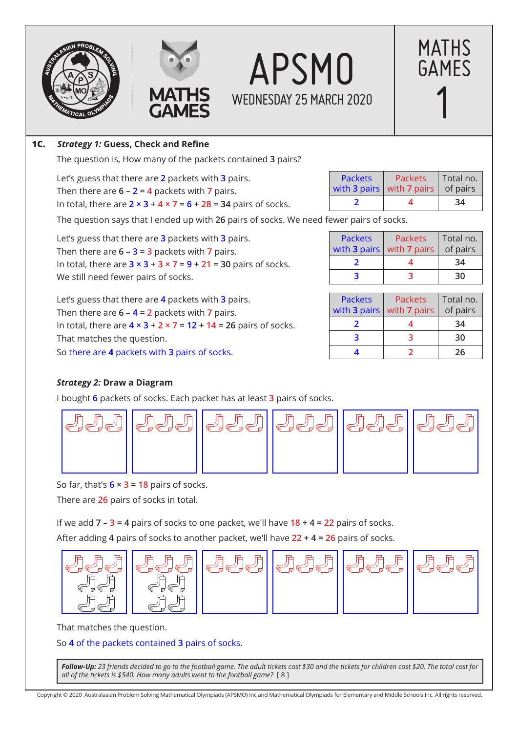**1C.** ***Strategy 1:*** **Guess, Check and Refine**

The question is, How many of the packets contained **3** pairs?

Let's guess that there are 2 packets with 3 pairs.
Then there are **6** – 2 = 4 packets with 7 pairs.
In total, there are 2 × 3 + 4 × 7 = 6 + 28 = **34** pairs of socks.

| Packets with 3 pairs | Packets with 7 pairs | Total no. of pairs |
|---|---|---|
| 2 | 4 | 34 |

The question says that I ended up with **26** pairs of socks. We need fewer pairs of socks.

Let's guess that there are 3 packets with 3 pairs.
Then there are **6** – 3 = 3 packets with 7 pairs.
In total, there are 3 × 3 + 3 × 7 = 9 + 21 = **30** pairs of socks.
We still need fewer pairs of socks.

| Packets with 3 pairs | Packets with 7 pairs | Total no. of pairs |
|---|---|---|
| 2 | 4 | 34 |
| 3 | 3 | 30 |

Let's guess that there are 4 packets with 3 pairs.
Then there are **6** – 4 = 2 packets with 7 pairs.
In total, there are 4 × 3 + 2 × 7 = 12 + 14 = **26** pairs of socks.
That matches the question.
So there are **4** packets with 3 pairs of socks.

| Packets with 3 pairs | Packets with 7 pairs | Total no. of pairs |
|---|---|---|
| 2 | 4 | 34 |
| 3 | 3 | 30 |
| 4 | 2 | 26 |

***Strategy 2:*** **Draw a Diagram**

I bought 6 packets of socks. Each packet has at least 3 pairs of socks.

So far, that's 6 × 3 = 18 pairs of socks.

There are 26 pairs of socks in total.

If we add **7** – 3 = **4** pairs of socks to one packet, we'll have 18 + **4** = 22 pairs of socks.

After adding **4** pairs of socks to another packet, we'll have 22 + **4** = 26 pairs of socks.

That matches the question.

So **4** of the packets contained **3** pairs of socks.

> ***Follow-Up:*** *23 friends decided to go to the football game. The adult tickets cost $30 and the tickets for children cost $20. The total cost for all of the tickets is $540. How many adults went to the football game?* [ 8 ]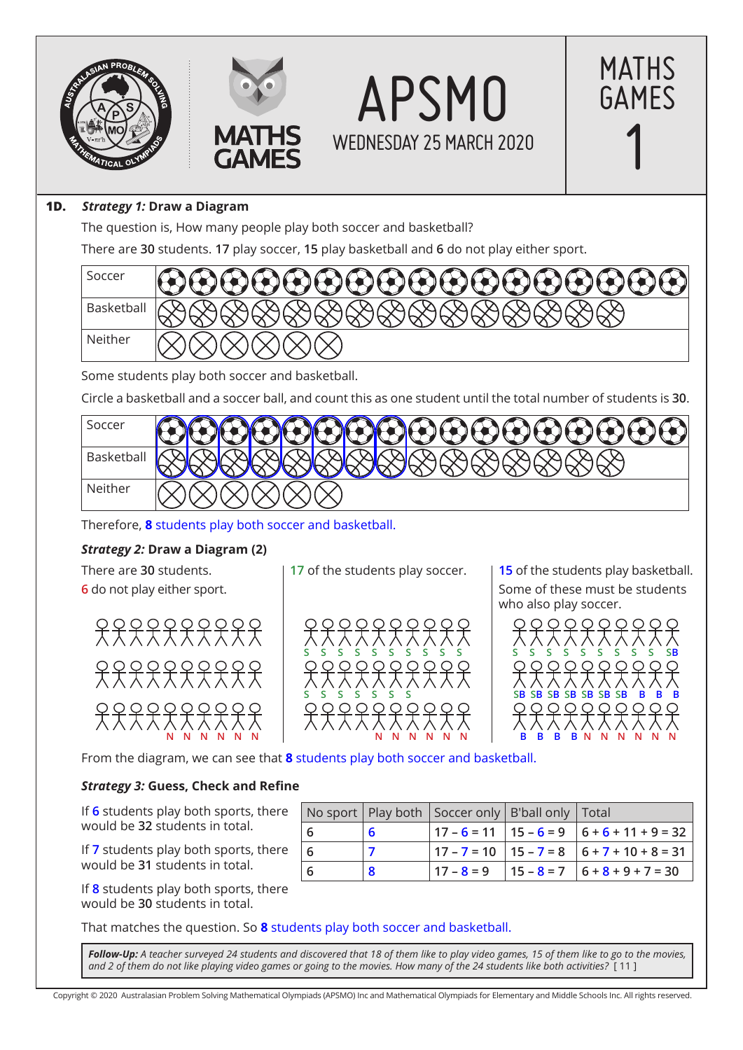**1D.** ***Strategy 1:*** **Draw a Diagram**

The question is, How many people play both soccer and basketball?

There are **30** students. **17** play soccer, **15** play basketball and **6** do not play either sport.

| Soccer | ⚽⚽⚽⚽⚽⚽⚽⚽⚽⚽⚽⚽⚽⚽⚽⚽⚽ |
|---|---|
| Basketball | 🏀🏀🏀🏀🏀🏀🏀🏀🏀🏀🏀🏀🏀🏀🏀 |
| Neither | ⊗⊗⊗⊗⊗⊗ |

Some students play both soccer and basketball.

Circle a basketball and a soccer ball, and count this as one student until the total number of students is **30**.

| Soccer | ⚽⚽⚽⚽⚽⚽⚽⚽⚽⚽⚽⚽⚽⚽⚽⚽⚽ |
|---|---|
| Basketball | 🏀🏀🏀🏀🏀🏀🏀🏀🏀🏀🏀🏀🏀🏀🏀 |
| Neither | ⊗⊗⊗⊗⊗⊗ |

Therefore, **8** students play both soccer and basketball.

***Strategy 2:*** **Draw a Diagram (2)**

There are **30** students.
6 do not play either sport.

17 of the students play soccer.

15 of the students play basketball.
Some of these must be students who also play soccer.

From the diagram, we can see that **8** students play both soccer and basketball.

***Strategy 3:*** **Guess, Check and Refine**

If 6 students play both sports, there would be **32** students in total.

If 7 students play both sports, there would be **31** students in total.

If 8 students play both sports, there would be **30** students in total.

| No sport | Play both | Soccer only | B'ball only | Total |
|---|---|---|---|---|
| 6 | 6 | 17 – 6 = 11 | 15 – 6 = 9 | 6 + 6 + 11 + 9 = 32 |
| 6 | 7 | 17 – 7 = 10 | 15 – 7 = 8 | 6 + 7 + 10 + 8 = 31 |
| 6 | 8 | 17 – 8 = 9 | 15 – 8 = 7 | 6 + 8 + 9 + 7 = 30 |

That matches the question. So **8** students play both soccer and basketball.

***Follow-Up:*** *A teacher surveyed 24 students and discovered that 18 of them like to play video games, 15 of them like to go to the movies, and 2 of them do not like playing video games or going to the movies. How many of the 24 students like both activities?* [ 11 ]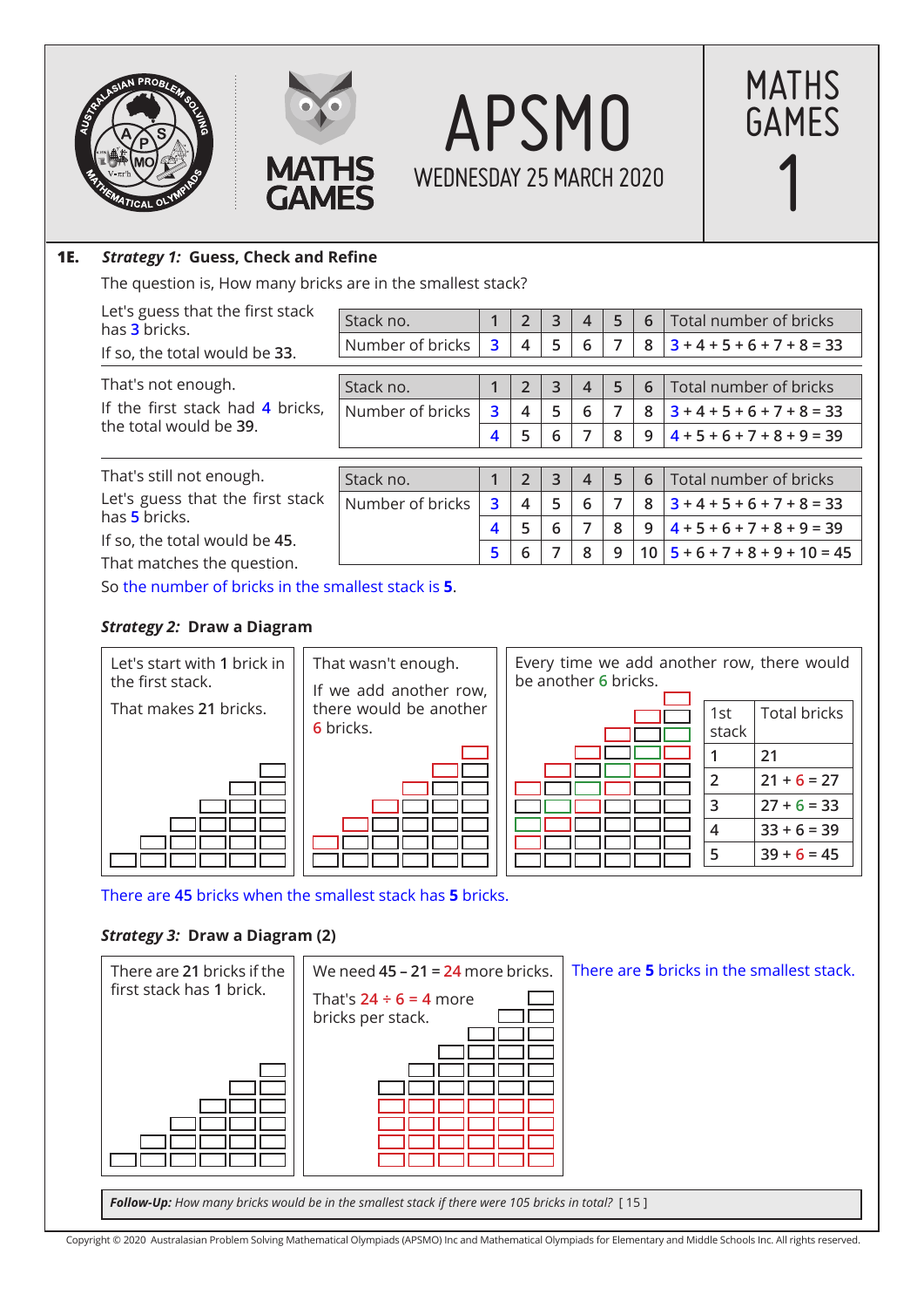# APSMO

WEDNESDAY 25 MARCH 2020

MATHS GAMES 1

**1E.** ***Strategy 1:*** **Guess, Check and Refine**

The question is, How many bricks are in the smallest stack?

Let's guess that the first stack has 3 bricks.

If so, the total would be **33**.

| Stack no. | 1 | 2 | 3 | 4 | 5 | 6 | Total number of bricks |
|---|---|---|---|---|---|---|---|
| Number of bricks | 3 | 4 | 5 | 6 | 7 | 8 | 3 + 4 + 5 + 6 + 7 + 8 = 33 |

That's not enough.

If the first stack had **4** bricks, the total would be **39**.

| Stack no. | 1 | 2 | 3 | 4 | 5 | 6 | Total number of bricks |
|---|---|---|---|---|---|---|---|
| Number of bricks | 3 | 4 | 5 | 6 | 7 | 8 | 3 + 4 + 5 + 6 + 7 + 8 = 33 |
| | 4 | 5 | 6 | 7 | 8 | 9 | 4 + 5 + 6 + 7 + 8 + 9 = 39 |

That's still not enough.

Let's guess that the first stack has **5** bricks.

If so, the total would be **45**.

That matches the question.

| Stack no. | 1 | 2 | 3 | 4 | 5 | 6 | Total number of bricks |
|---|---|---|---|---|---|---|---|
| Number of bricks | 3 | 4 | 5 | 6 | 7 | 8 | 3 + 4 + 5 + 6 + 7 + 8 = 33 |
| | 4 | 5 | 6 | 7 | 8 | 9 | 4 + 5 + 6 + 7 + 8 + 9 = 39 |
| | 5 | 6 | 7 | 8 | 9 | 10 | 5 + 6 + 7 + 8 + 9 + 10 = 45 |

So the number of bricks in the smallest stack is **5**.

***Strategy 2:*** **Draw a Diagram**

Let's start with **1** brick in the first stack.

That makes **21** bricks.

That wasn't enough.

If we add another row, there would be another **6** bricks.

Every time we add another row, there would be another **6** bricks.

| 1st stack | Total bricks |
|---|---|
| 1 | 21 |
| 2 | 21 + 6 = 27 |
| 3 | 27 + 6 = 33 |
| 4 | 33 + 6 = 39 |
| 5 | 39 + 6 = 45 |

There are **45** bricks when the smallest stack has **5** bricks.

***Strategy 3:*** **Draw a Diagram (2)**

There are **21** bricks if the first stack has **1** brick.

We need **45 – 21 = 24** more bricks.

That's 24 ÷ 6 = 4 more bricks per stack.

There are **5** bricks in the smallest stack.

***Follow-Up:*** *How many bricks would be in the smallest stack if there were 105 bricks in total?* [ 15 ]

Copyright © 2020 Australasian Problem Solving Mathematical Olympiads (APSMO) Inc and Mathematical Olympiads for Elementary and Middle Schools Inc. All rights reserved.